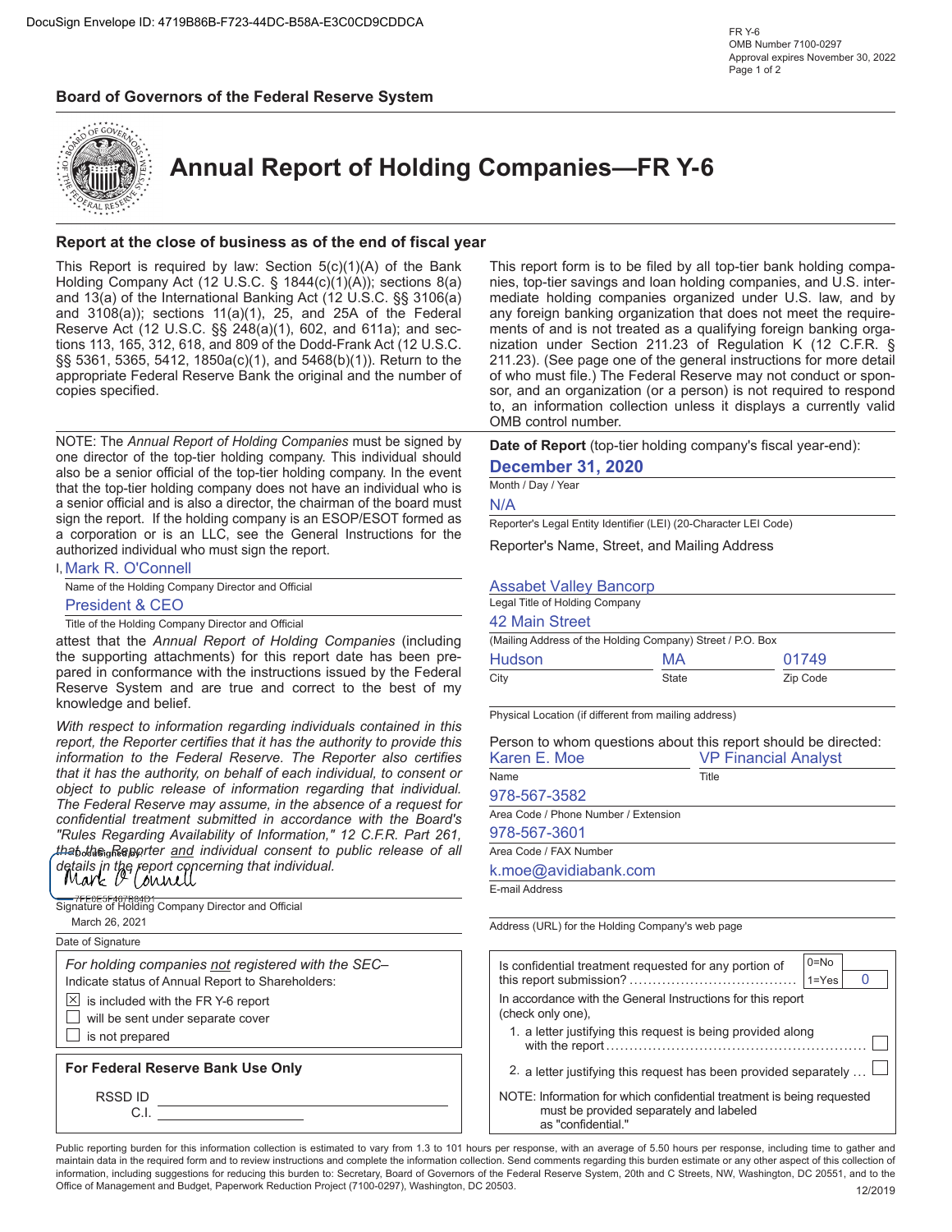DocuSign Envelope ID: 4719B86B-F723-44DC-B58A-E3C0CD9CDDCA

FR Y-6
OMB Number 7100-0297
Approval expires November 30, 2022

**Board of Governors of the Federal Reserve System**

# Annual Report of Holding Companies—FR Y-6

## Report at the close of business as of the end of fiscal year

This Report is required by law: Section 5(c)(1)(A) of the Bank Holding Company Act (12 U.S.C. § 1844(c)(1)(A)); sections 8(a) and 13(a) of the International Banking Act (12 U.S.C. §§ 3106(a) and 3108(a)); sections 11(a)(1), 25, and 25A of the Federal Reserve Act (12 U.S.C. §§ 248(a)(1), 602, and 611a); and sections 113, 165, 312, 618, and 809 of the Dodd-Frank Act (12 U.S.C. §§ 5361, 5365, 5412, 1850a(c)(1), and 5468(b)(1)). Return to the appropriate Federal Reserve Bank the original and the number of copies specified.

This report form is to be filed by all top-tier bank holding companies, top-tier savings and loan holding companies, and U.S. intermediate holding companies organized under U.S. law, and by any foreign banking organization that does not meet the requirements of and is not treated as a qualifying foreign banking organization under Section 211.23 of Regulation K (12 C.F.R. § 211.23). (See page one of the general instructions for more detail of who must file.) The Federal Reserve may not conduct or sponsor, and an organization (or a person) is not required to respond to, an information collection unless it displays a currently valid OMB control number.

NOTE: The *Annual Report of Holding Companies* must be signed by one director of the top-tier holding company. This individual should also be a senior official of the top-tier holding company. In the event that the top-tier holding company does not have an individual who is a senior official and is also a director, the chairman of the board must sign the report. If the holding company is an ESOP/ESOT formed as a corporation or is an LLC, see the General Instructions for the authorized individual who must sign the report.

I, Mark R. O'Connell
Name of the Holding Company Director and Official

President & CEO
Title of the Holding Company Director and Official

attest that the *Annual Report of Holding Companies* (including the supporting attachments) for this report date has been prepared in conformance with the instructions issued by the Federal Reserve System and are true and correct to the best of my knowledge and belief.

*With respect to information regarding individuals contained in this report, the Reporter certifies that it has the authority to provide this information to the Federal Reserve. The Reporter also certifies that it has the authority, on behalf of each individual, to consent or object to public release of information regarding that individual. The Federal Reserve may assume, in the absence of a request for confidential treatment submitted in accordance with the Board's "Rules Regarding Availability of Information," 12 C.F.R. Part 261, that the Reporter* and *individual consent to public release of all details in the report concerning that individual.*

DocuSigned by: Mark O'Connell
7FE0E5F467B84D1...
Signature of Holding Company Director and Official

March 26, 2021
Date of Signature

*For holding companies* not *registered with the SEC–*
Indicate status of Annual Report to Shareholders:

- [x] is included with the FR Y-6 report
- [ ] will be sent under separate cover
- [ ] is not prepared

**For Federal Reserve Bank Use Only**

RSSD ID ____________

C.I. ____________

**Date of Report** (top-tier holding company's fiscal year-end):

**December 31, 2020**
Month / Day / Year

N/A
Reporter's Legal Entity Identifier (LEI) (20-Character LEI Code)

Reporter's Name, Street, and Mailing Address

Assabet Valley Bancorp
Legal Title of Holding Company

42 Main Street
(Mailing Address of the Holding Company) Street / P.O. Box

| Hudson | MA | 01749 |
|---|---|---|
| City | State | Zip Code |

Physical Location (if different from mailing address)

Person to whom questions about this report should be directed:

| Karen E. Moe | VP Financial Analyst |
|---|---|
| Name | Title |

978-567-3582
Area Code / Phone Number / Extension

978-567-3601
Area Code / FAX Number

k.moe@avidiabank.com
E-mail Address

Address (URL) for the Holding Company's web page

Is confidential treatment requested for any portion of this report submission? (0=No, 1=Yes) 0

In accordance with the General Instructions for this report (check only one),

1. a letter justifying this request is being provided along with the report ☐
2. a letter justifying this request has been provided separately ☐

NOTE: Information for which confidential treatment is being requested must be provided separately and labeled as "confidential."

Public reporting burden for this information collection is estimated to vary from 1.3 to 101 hours per response, with an average of 5.50 hours per response, including time to gather and maintain data in the required form and to review instructions and complete the information collection. Send comments regarding this burden estimate or any other aspect of this collection of information, including suggestions for reducing this burden to: Secretary, Board of Governors of the Federal Reserve System, 20th and C Streets, NW, Washington, DC 20551, and to the Office of Management and Budget, Paperwork Reduction Project (7100-0297), Washington, DC 20503.

12/2019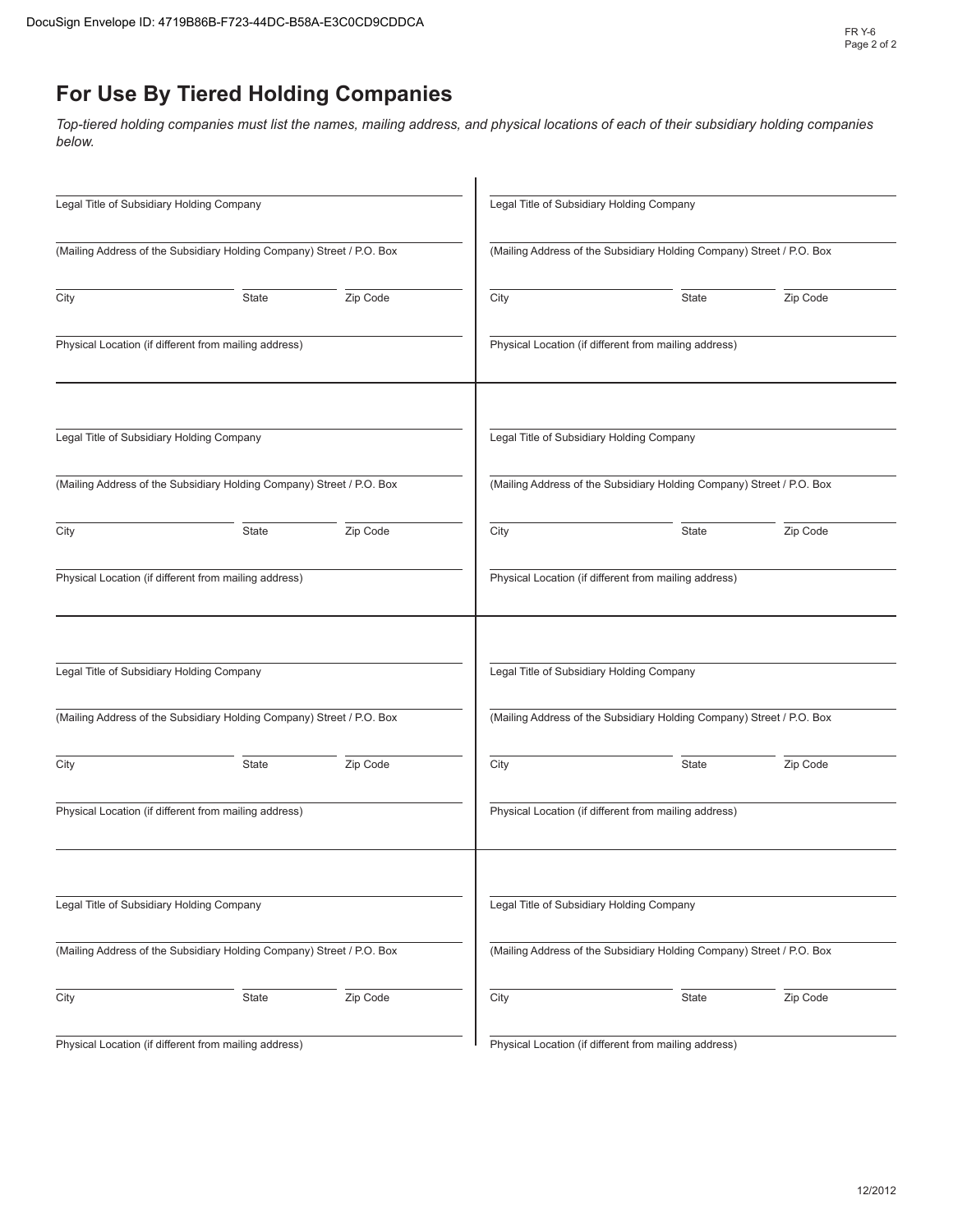## For Use By Tiered Holding Companies

*Top-tiered holding companies must list the names, mailing address, and physical locations of each of their subsidiary holding companies below.*

Legal Title of Subsidiary Holding Company

(Mailing Address of the Subsidiary Holding Company) Street / P.O. Box

City | State | Zip Code

Physical Location (if different from mailing address)

---

Legal Title of Subsidiary Holding Company

(Mailing Address of the Subsidiary Holding Company) Street / P.O. Box

City | State | Zip Code

Physical Location (if different from mailing address)

---

Legal Title of Subsidiary Holding Company

(Mailing Address of the Subsidiary Holding Company) Street / P.O. Box

City | State | Zip Code

Physical Location (if different from mailing address)

---

Legal Title of Subsidiary Holding Company

(Mailing Address of the Subsidiary Holding Company) Street / P.O. Box

City | State | Zip Code

Physical Location (if different from mailing address)

---

Legal Title of Subsidiary Holding Company

(Mailing Address of the Subsidiary Holding Company) Street / P.O. Box

City | State | Zip Code

Physical Location (if different from mailing address)

---

Legal Title of Subsidiary Holding Company

(Mailing Address of the Subsidiary Holding Company) Street / P.O. Box

City | State | Zip Code

Physical Location (if different from mailing address)

---

Legal Title of Subsidiary Holding Company

(Mailing Address of the Subsidiary Holding Company) Street / P.O. Box

City | State | Zip Code

Physical Location (if different from mailing address)

---

Legal Title of Subsidiary Holding Company

(Mailing Address of the Subsidiary Holding Company) Street / P.O. Box

City | State | Zip Code

Physical Location (if different from mailing address)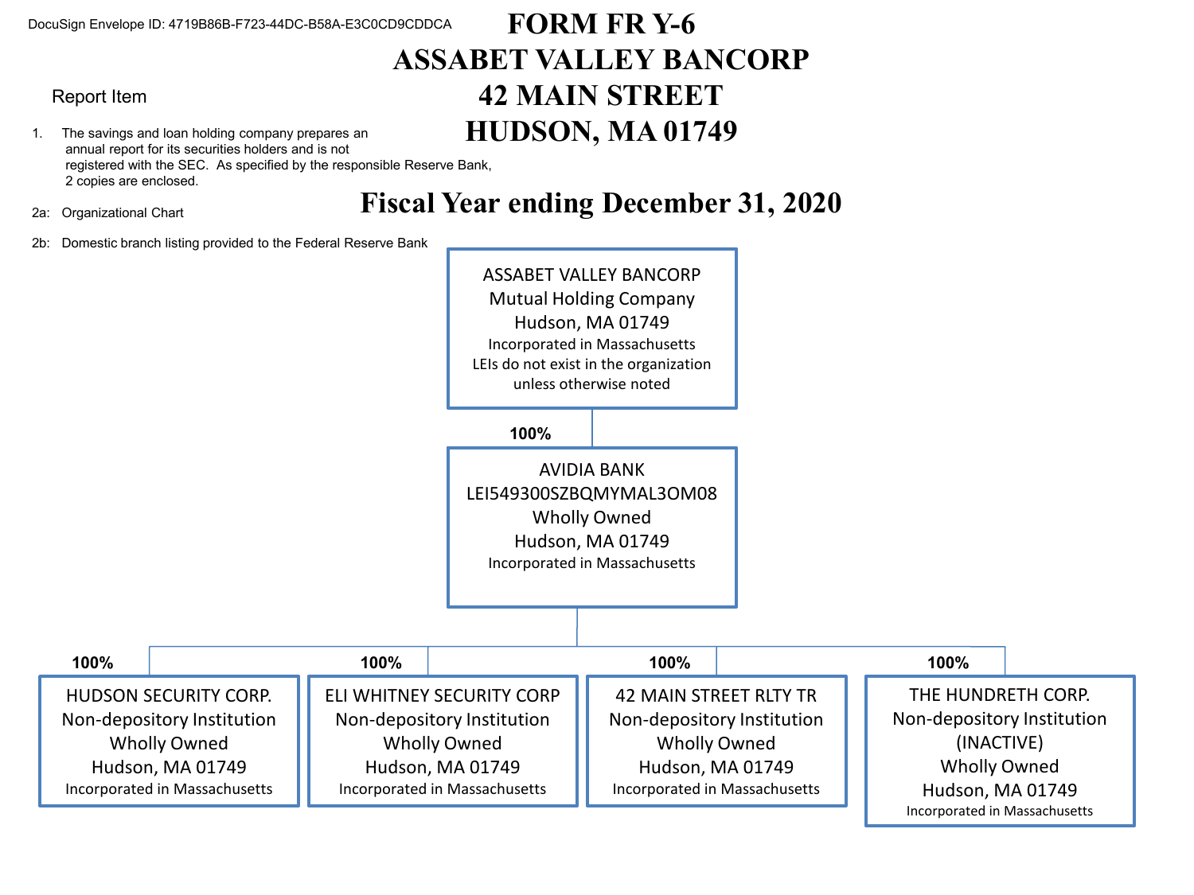DocuSign Envelope ID: 4719B86B-F723-44DC-B58A-E3C0CD9CDDCA

# FORM FR Y-6
# ASSABET VALLEY BANCORP
# 42 MAIN STREET
# HUDSON, MA 01749

## Fiscal Year ending December 31, 2020

Report Item

1. The savings and loan holding company prepares an annual report for its securities holders and is not registered with the SEC. As specified by the responsible Reserve Bank, 2 copies are enclosed.

2a: Organizational Chart

2b: Domestic branch listing provided to the Federal Reserve Bank

**ASSABET VALLEY BANCORP**
Mutual Holding Company
Hudson, MA 01749
Incorporated in Massachusetts
LEIs do not exist in the organization unless otherwise noted

**100%**

**AVIDIA BANK**
LEI549300SZBQMYMAL3OM08
Wholly Owned
Hudson, MA 01749
Incorporated in Massachusetts

**100%**

**HUDSON SECURITY CORP.**
Non-depository Institution
Wholly Owned
Hudson, MA 01749
Incorporated in Massachusetts

**100%**

**ELI WHITNEY SECURITY CORP**
Non-depository Institution
Wholly Owned
Hudson, MA 01749
Incorporated in Massachusetts

**100%**

**42 MAIN STREET RLTY TR**
Non-depository Institution
Wholly Owned
Hudson, MA 01749
Incorporated in Massachusetts

**100%**

**THE HUNDRETH CORP.**
Non-depository Institution
(INACTIVE)
Wholly Owned
Hudson, MA 01749
Incorporated in Massachusetts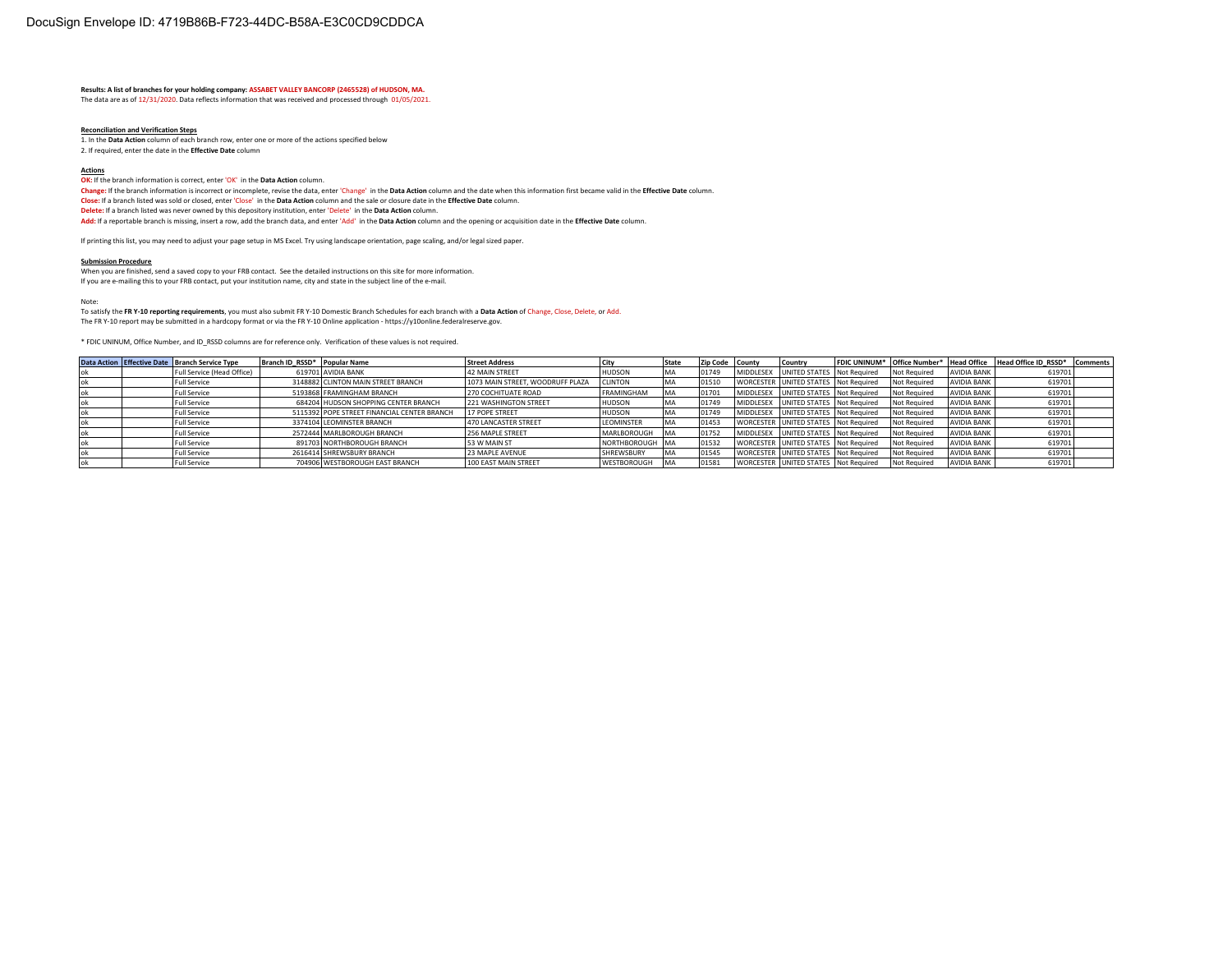DocuSign Envelope ID: 4719B86B-F723-44DC-B58A-E3C0CD9CDDCA

**Results: A list of branches for your holding company: ASSABET VALLEY BANCORP (2465528) of HUDSON, MA.**

The data are as of 12/31/2020. Data reflects information that was received and processed through 01/05/2021.

**Reconciliation and Verification Steps**

1. In the **Data Action** column of each branch row, enter one or more of the actions specified below
2. If required, enter the date in the **Effective Date** column

**Actions**

**OK:** If the branch information is correct, enter 'OK' in the **Data Action** column.

**Change:** If the branch information is incorrect or incomplete, revise the data, enter 'Change' in the **Data Action** column and the date when this information first became valid in the **Effective Date** column.

**Close:** If a branch listed was sold or closed, enter 'Close' in the **Data Action** column and the sale or closure date in the **Effective Date** column.

**Delete:** If a branch listed was never owned by this depository institution, enter 'Delete' in the **Data Action** column.

**Add:** If a reportable branch is missing, insert a row, add the branch data, and enter 'Add' in the **Data Action** column and the opening or acquisition date in the **Effective Date** column.

If printing this list, you may need to adjust your page setup in MS Excel. Try using landscape orientation, page scaling, and/or legal sized paper.

**Submission Procedure**

When you are finished, send a saved copy to your FRB contact. See the detailed instructions on this site for more information.

If you are e-mailing this to your FRB contact, put your institution name, city and state in the subject line of the e-mail.

Note:

To satisfy the **FR Y-10 reporting requirements**, you must also submit FR Y-10 Domestic Branch Schedules for each branch with a **Data Action** of Change, Close, Delete, or Add.

The FR Y-10 report may be submitted in a hardcopy format or via the FR Y-10 Online application - https://y10online.federalreserve.gov.

* FDIC UNINUM, Office Number, and ID_RSSD columns are for reference only. Verification of these values is not required.

| Data Action | Effective Date | Branch Service Type | Branch ID_RSSD* | Popular Name | Street Address | City | State | Zip Code | County | Country | FDIC UNINUM* | Office Number* | Head Office | Head Office ID_RSSD* | Comments |
|---|---|---|---|---|---|---|---|---|---|---|---|---|---|---|---|
| ok | | Full Service (Head Office) | 619701 | AVIDIA BANK | 42 MAIN STREET | HUDSON | MA | 01749 | MIDDLESEX | UNITED STATES | Not Required | Not Required | AVIDIA BANK | 619701 | |
| ok | | Full Service | 3148882 | CLINTON MAIN STREET BRANCH | 1073 MAIN STREET, WOODRUFF PLAZA | CLINTON | MA | 01510 | WORCESTER | UNITED STATES | Not Required | Not Required | AVIDIA BANK | 619701 | |
| ok | | Full Service | 5193868 | FRAMINGHAM BRANCH | 270 COCHITUATE ROAD | FRAMINGHAM | MA | 01701 | MIDDLESEX | UNITED STATES | Not Required | Not Required | AVIDIA BANK | 619701 | |
| ok | | Full Service | 684204 | HUDSON SHOPPING CENTER BRANCH | 221 WASHINGTON STREET | HUDSON | MA | 01749 | MIDDLESEX | UNITED STATES | Not Required | Not Required | AVIDIA BANK | 619701 | |
| ok | | Full Service | 5115392 | POPE STREET FINANCIAL CENTER BRANCH | 17 POPE STREET | HUDSON | MA | 01749 | MIDDLESEX | UNITED STATES | Not Required | Not Required | AVIDIA BANK | 619701 | |
| ok | | Full Service | 3374104 | LEOMINSTER BRANCH | 470 LANCASTER STREET | LEOMINSTER | MA | 01453 | WORCESTER | UNITED STATES | Not Required | Not Required | AVIDIA BANK | 619701 | |
| ok | | Full Service | 2572444 | MARLBOROUGH BRANCH | 256 MAPLE STREET | MARLBOROUGH | MA | 01752 | MIDDLESEX | UNITED STATES | Not Required | Not Required | AVIDIA BANK | 619701 | |
| ok | | Full Service | 891703 | NORTHBOROUGH BRANCH | 53 W MAIN ST | NORTHBOROUGH | MA | 01532 | WORCESTER | UNITED STATES | Not Required | Not Required | AVIDIA BANK | 619701 | |
| ok | | Full Service | 2616414 | SHREWSBURY BRANCH | 23 MAPLE AVENUE | SHREWSBURY | MA | 01545 | WORCESTER | UNITED STATES | Not Required | Not Required | AVIDIA BANK | 619701 | |
| ok | | Full Service | 704906 | WESTBOROUGH EAST BRANCH | 100 EAST MAIN STREET | WESTBOROUGH | MA | 01581 | WORCESTER | UNITED STATES | Not Required | Not Required | AVIDIA BANK | 619701 | |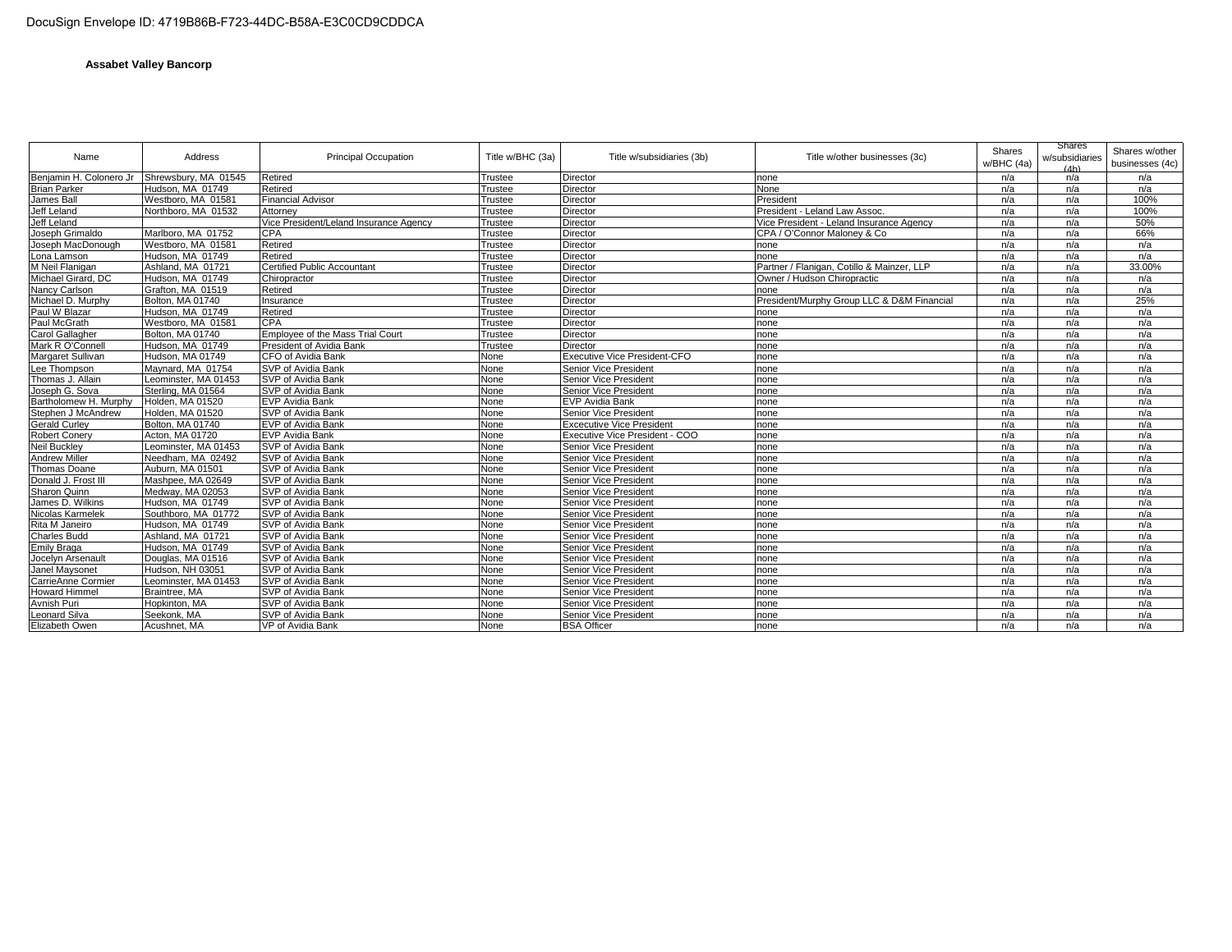DocuSign Envelope ID: 4719B86B-F723-44DC-B58A-E3C0CD9CDDCA

**Assabet Valley Bancorp**

| Name | Address | Principal Occupation | Title w/BHC (3a) | Title w/subsidiaries (3b) | Title w/other businesses (3c) | Shares w/BHC (4a) | Shares w/subsidiaries (4b) | Shares w/other businesses (4c) |
|---|---|---|---|---|---|---|---|---|
| Benjamin H. Colonero Jr | Shrewsbury, MA 01545 | Retired | Trustee | Director | none | n/a | n/a | n/a |
| Brian Parker | Hudson, MA 01749 | Retired | Trustee | Director | None | n/a | n/a | n/a |
| James Ball | Westboro, MA 01581 | Financial Advisor | Trustee | Director | President | n/a | n/a | 100% |
| Jeff Leland | Northboro, MA 01532 | Attorney | Trustee | Director | President - Leland Law Assoc. | n/a | n/a | 100% |
| Jeff Leland | | Vice President/Leland Insurance Agency | Trustee | Director | Vice President - Leland Insurance Agency | n/a | n/a | 50% |
| Joseph Grimaldo | Marlboro, MA 01752 | CPA | Trustee | Director | CPA / O'Connor Maloney & Co | n/a | n/a | 66% |
| Joseph MacDonough | Westboro, MA 01581 | Retired | Trustee | Director | none | n/a | n/a | n/a |
| Lona Lamson | Hudson, MA 01749 | Retired | Trustee | Director | none | n/a | n/a | n/a |
| M Neil Flanigan | Ashland, MA 01721 | Certified Public Accountant | Trustee | Director | Partner / Flanigan, Cotillo & Mainzer, LLP | n/a | n/a | 33.00% |
| Michael Girard, DC | Hudson, MA 01749 | Chiropractor | Trustee | Director | Owner / Hudson Chiropractic | n/a | n/a | n/a |
| Nancy Carlson | Grafton, MA 01519 | Retired | Trustee | Director | none | n/a | n/a | n/a |
| Michael D. Murphy | Bolton, MA 01740 | Insurance | Trustee | Director | President/Murphy Group LLC & D&M Financial | n/a | n/a | 25% |
| Paul W Blazar | Hudson, MA 01749 | Retired | Trustee | Director | none | n/a | n/a | n/a |
| Paul McGrath | Westboro, MA 01581 | CPA | Trustee | Director | none | n/a | n/a | n/a |
| Carol Gallagher | Bolton, MA 01740 | Employee of the Mass Trial Court | Trustee | Director | none | n/a | n/a | n/a |
| Mark R O'Connell | Hudson, MA 01749 | President of Avidia Bank | Trustee | Director | none | n/a | n/a | n/a |
| Margaret Sullivan | Hudson, MA 01749 | CFO of Avidia Bank | None | Executive Vice President-CFO | none | n/a | n/a | n/a |
| Lee Thompson | Maynard, MA 01754 | SVP of Avidia Bank | None | Senior Vice President | none | n/a | n/a | n/a |
| Thomas J. Allain | Leominster, MA 01453 | SVP of Avidia Bank | None | Senior Vice President | none | n/a | n/a | n/a |
| Joseph G. Sova | Sterling, MA 01564 | SVP of Avidia Bank | None | Senior Vice President | none | n/a | n/a | n/a |
| Bartholomew H. Murphy | Holden, MA 01520 | EVP Avidia Bank | None | EVP Avidia Bank | none | n/a | n/a | n/a |
| Stephen J McAndrew | Holden, MA 01520 | SVP of Avidia Bank | None | Senior Vice President | none | n/a | n/a | n/a |
| Gerald Curley | Bolton, MA 01740 | EVP of Avidia Bank | None | Excecutive Vice President | none | n/a | n/a | n/a |
| Robert Conery | Acton, MA 01720 | EVP Avidia Bank | None | Executive Vice President - COO | none | n/a | n/a | n/a |
| Neil Buckley | Leominster, MA 01453 | SVP of Avidia Bank | None | Senior Vice President | none | n/a | n/a | n/a |
| Andrew Miller | Needham, MA 02492 | SVP of Avidia Bank | None | Senior Vice President | none | n/a | n/a | n/a |
| Thomas Doane | Auburn, MA 01501 | SVP of Avidia Bank | None | Senior Vice President | none | n/a | n/a | n/a |
| Donald J. Frost III | Mashpee, MA 02649 | SVP of Avidia Bank | None | Senior Vice President | none | n/a | n/a | n/a |
| Sharon Quinn | Medway, MA 02053 | SVP of Avidia Bank | None | Senior Vice President | none | n/a | n/a | n/a |
| James D. Wilkins | Hudson, MA 01749 | SVP of Avidia Bank | None | Senior Vice President | none | n/a | n/a | n/a |
| Nicolas Karmelek | Southboro, MA 01772 | SVP of Avidia Bank | None | Senior Vice President | none | n/a | n/a | n/a |
| Rita M Janeiro | Hudson, MA 01749 | SVP of Avidia Bank | None | Senior Vice President | none | n/a | n/a | n/a |
| Charles Budd | Ashland, MA 01721 | SVP of Avidia Bank | None | Senior Vice President | none | n/a | n/a | n/a |
| Emily Braga | Hudson, MA 01749 | SVP of Avidia Bank | None | Senior Vice President | none | n/a | n/a | n/a |
| Jocelyn Arsenault | Douglas, MA 01516 | SVP of Avidia Bank | None | Senior Vice President | none | n/a | n/a | n/a |
| Janel Maysonet | Hudson, NH 03051 | SVP of Avidia Bank | None | Senior Vice President | none | n/a | n/a | n/a |
| CarrieAnne Cormier | Leominster, MA 01453 | SVP of Avidia Bank | None | Senior Vice President | none | n/a | n/a | n/a |
| Howard Himmel | Braintree, MA | SVP of Avidia Bank | None | Senior Vice President | none | n/a | n/a | n/a |
| Avnish Puri | Hopkinton, MA | SVP of Avidia Bank | None | Senior Vice President | none | n/a | n/a | n/a |
| Leonard Silva | Seekonk, MA | SVP of Avidia Bank | None | Senior Vice President | none | n/a | n/a | n/a |
| Elizabeth Owen | Acushnet, MA | VP of Avidia Bank | None | BSA Officer | none | n/a | n/a | n/a |